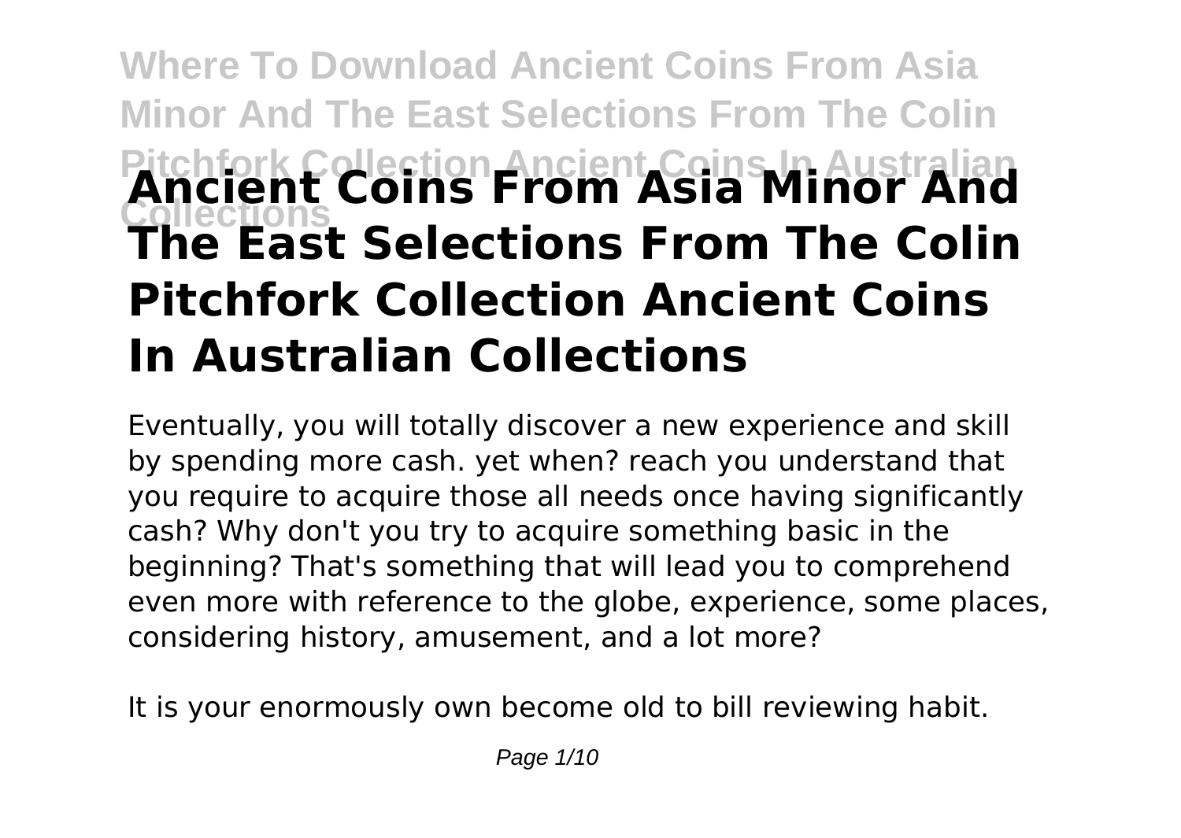# Ancient Coins From Asia Minor And The East Selections From The Colin Pitchfork Collection Ancient Coins In Australian Collections

Eventually, you will totally discover a new experience and skill by spending more cash. yet when? reach you understand that you require to acquire those all needs once having significantly cash? Why don't you try to acquire something basic in the beginning? That's something that will lead you to comprehend even more with reference to the globe, experience, some places, considering history, amusement, and a lot more?

It is your enormously own become old to bill reviewing habit.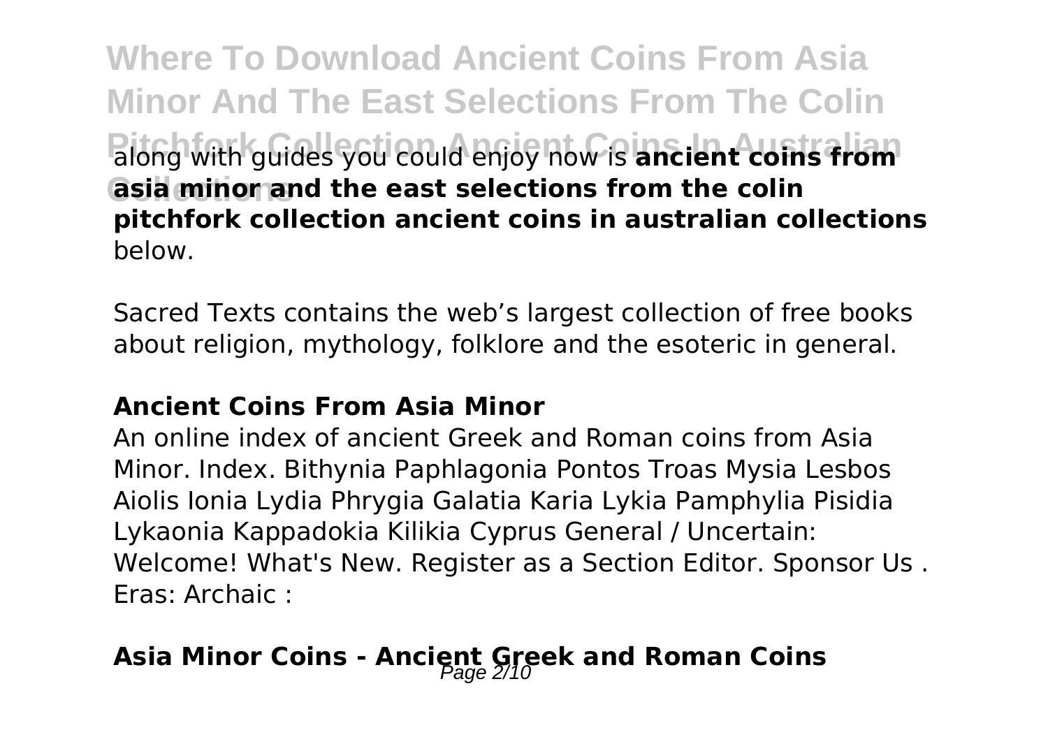along with guides you could enjoy now is **ancient coins from asia minor and the east selections from the colin pitchfork collection ancient coins in australian collections** below.

Sacred Texts contains the web's largest collection of free books about religion, mythology, folklore and the esoteric in general.

### **Ancient Coins From Asia Minor**

An online index of ancient Greek and Roman coins from Asia Minor. Index. Bithynia Paphlagonia Pontos Troas Mysia Lesbos Aiolis Ionia Lydia Phrygia Galatia Karia Lykia Pamphylia Pisidia Lykaonia Kappadokia Kilikia Cyprus General / Uncertain: Welcome! What's New. Register as a Section Editor. Sponsor Us . Eras: Archaic :

### **Asia Minor Coins - Ancient Greek and Roman Coins**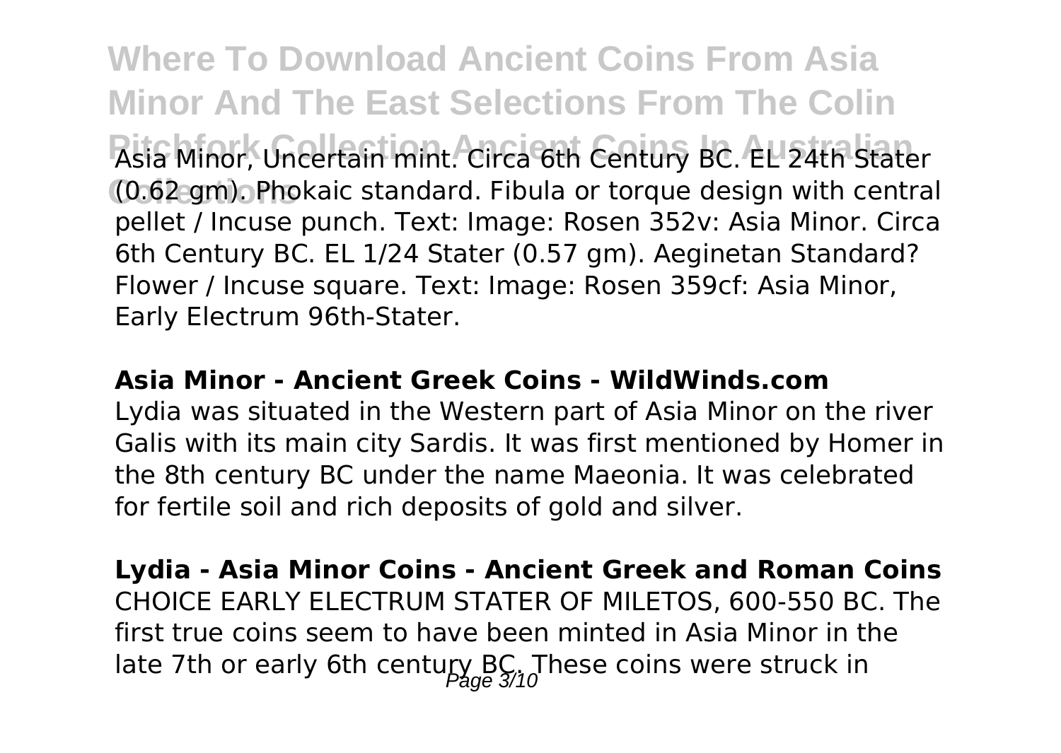Asia Minor, Uncertain mint. Circa 6th Century BC. EL 24th Stater (0.62 gm). Phokaic standard. Fibula or torque design with central pellet / Incuse punch. Text: Image: Rosen 352v: Asia Minor. Circa 6th Century BC. EL 1/24 Stater (0.57 gm). Aeginetan Standard? Flower / Incuse square. Text: Image: Rosen 359cf: Asia Minor, Early Electrum 96th-Stater.

**Asia Minor - Ancient Greek Coins - WildWinds.com**

Lydia was situated in the Western part of Asia Minor on the river Galis with its main city Sardis. It was first mentioned by Homer in the 8th century BC under the name Maeonia. It was celebrated for fertile soil and rich deposits of gold and silver.

**Lydia - Asia Minor Coins - Ancient Greek and Roman Coins**

CHOICE EARLY ELECTRUM STATER OF MILETOS, 600-550 BC. The first true coins seem to have been minted in Asia Minor in the late 7th or early 6th century BC. These coins were struck in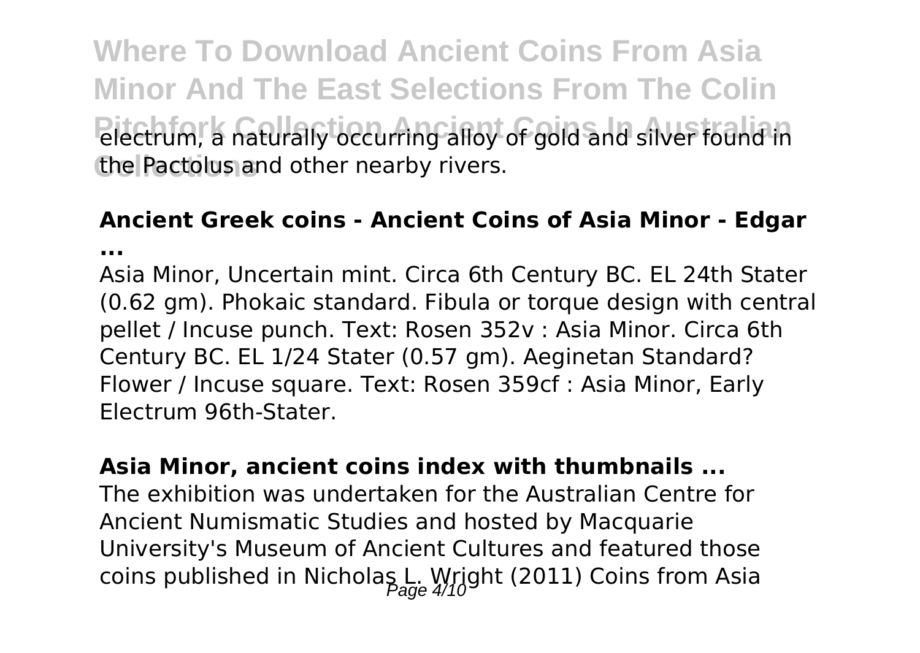electrum, a naturally occurring alloy of gold and silver found in the Pactolus and other nearby rivers.

**Ancient Greek coins - Ancient Coins of Asia Minor - Edgar ...**

Asia Minor, Uncertain mint. Circa 6th Century BC. EL 24th Stater (0.62 gm). Phokaic standard. Fibula or torque design with central pellet / Incuse punch. Text: Rosen 352v : Asia Minor. Circa 6th Century BC. EL 1/24 Stater (0.57 gm). Aeginetan Standard? Flower / Incuse square. Text: Rosen 359cf : Asia Minor, Early Electrum 96th-Stater.

**Asia Minor, ancient coins index with thumbnails ...**

The exhibition was undertaken for the Australian Centre for Ancient Numismatic Studies and hosted by Macquarie University's Museum of Ancient Cultures and featured those coins published in Nicholas L. Wright (2011) Coins from Asia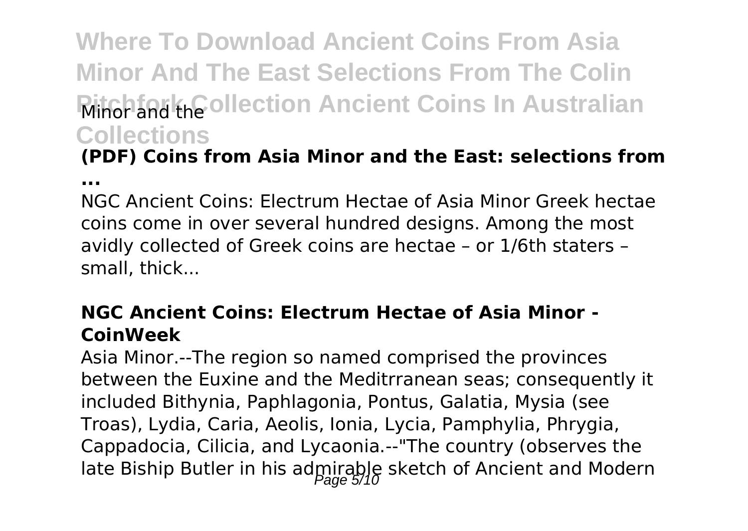Minor and the

### (PDF) Coins from Asia Minor and the East: selections from ...

NGC Ancient Coins: Electrum Hectae of Asia Minor Greek hectae coins come in over several hundred designs. Among the most avidly collected of Greek coins are hectae – or 1/6th staters – small, thick...

### NGC Ancient Coins: Electrum Hectae of Asia Minor - CoinWeek

Asia Minor.--The region so named comprised the provinces between the Euxine and the Meditrranean seas; consequently it included Bithynia, Paphlagonia, Pontus, Galatia, Mysia (see Troas), Lydia, Caria, Aeolis, Ionia, Lycia, Pamphylia, Phrygia, Cappadocia, Cilicia, and Lycaonia.--"The country (observes the late Biship Butler in his admirable sketch of Ancient and Modern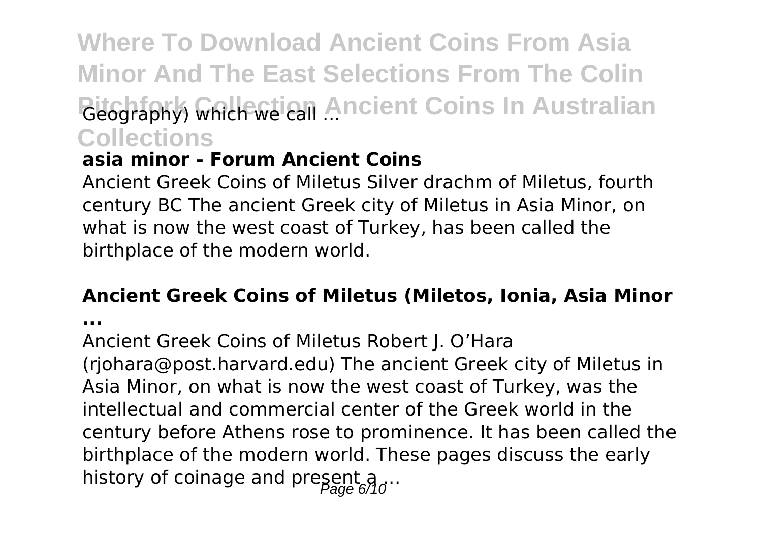Geography) which we call ...

### asia minor - Forum Ancient Coins

Ancient Greek Coins of Miletus Silver drachm of Miletus, fourth century BC The ancient Greek city of Miletus in Asia Minor, on what is now the west coast of Turkey, has been called the birthplace of the modern world.

### Ancient Greek Coins of Miletus (Miletos, Ionia, Asia Minor ...

Ancient Greek Coins of Miletus Robert J. O'Hara (rjohara@post.harvard.edu) The ancient Greek city of Miletus in Asia Minor, on what is now the west coast of Turkey, was the intellectual and commercial center of the Greek world in the century before Athens rose to prominence. It has been called the birthplace of the modern world. These pages discuss the early history of coinage and present a ...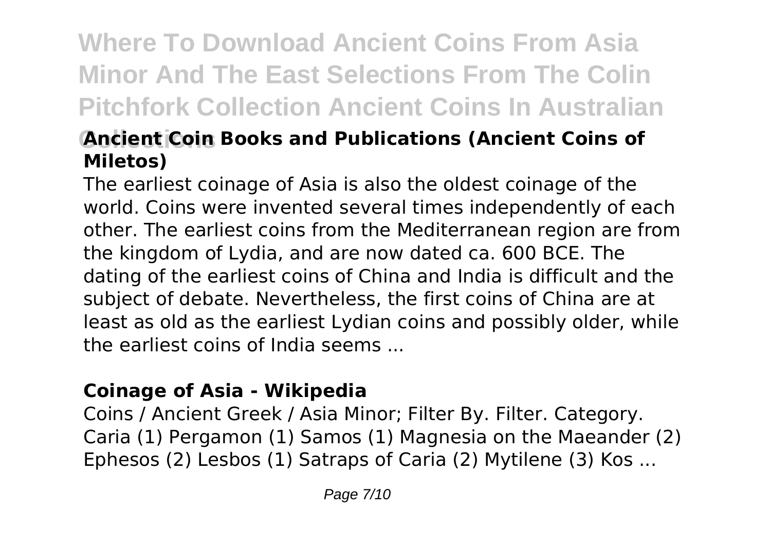## Ancient Coin Books and Publications (Ancient Coins of Miletos)

The earliest coinage of Asia is also the oldest coinage of the world. Coins were invented several times independently of each other. The earliest coins from the Mediterranean region are from the kingdom of Lydia, and are now dated ca. 600 BCE. The dating of the earliest coins of China and India is difficult and the subject of debate. Nevertheless, the first coins of China are at least as old as the earliest Lydian coins and possibly older, while the earliest coins of India seems ...

## Coinage of Asia - Wikipedia

Coins / Ancient Greek / Asia Minor; Filter By. Filter. Category. Caria (1) Pergamon (1) Samos (1) Magnesia on the Maeander (2) Ephesos (2) Lesbos (1) Satraps of Caria (2) Mytilene (3) Kos ...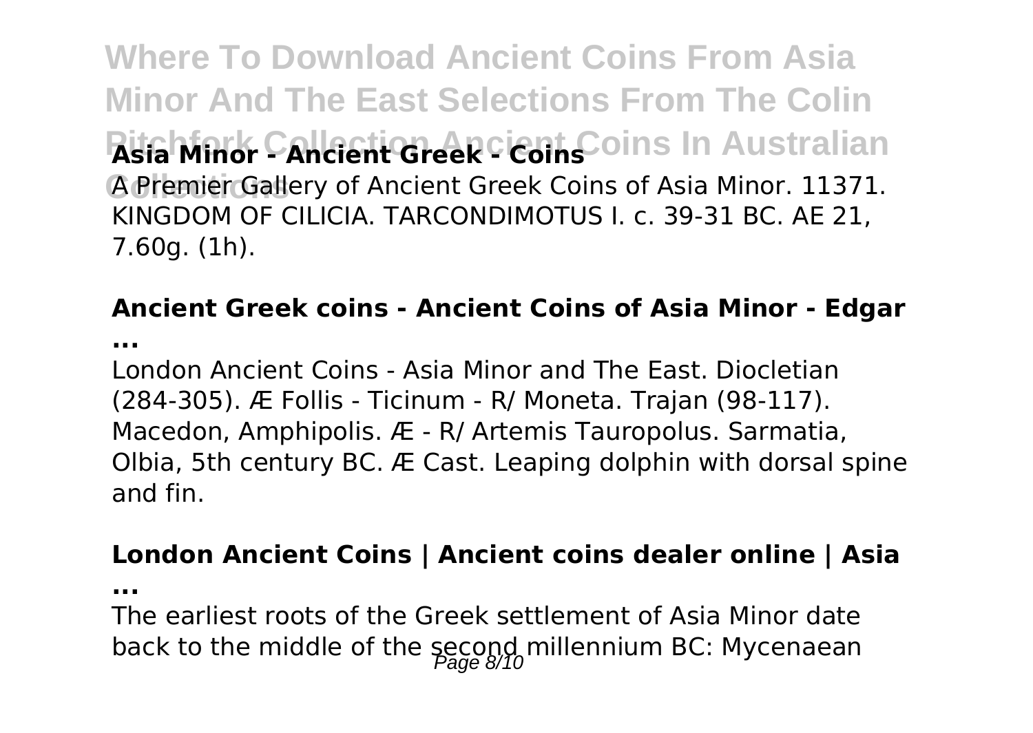**Asia Minor - Ancient Greek - Coins**

A Premier Gallery of Ancient Greek Coins of Asia Minor. 11371. KINGDOM OF CILICIA. TARCONDIMOTUS I. c. 39-31 BC. AE 21, 7.60g. (1h).

### Ancient Greek coins - Ancient Coins of Asia Minor - Edgar ...

London Ancient Coins - Asia Minor and The East. Diocletian (284-305). Æ Follis - Ticinum - R/ Moneta. Trajan (98-117). Macedon, Amphipolis. Æ - R/ Artemis Tauropolus. Sarmatia, Olbia, 5th century BC. Æ Cast. Leaping dolphin with dorsal spine and fin.

### London Ancient Coins | Ancient coins dealer online | Asia ...

The earliest roots of the Greek settlement of Asia Minor date back to the middle of the second millennium BC: Mycenaean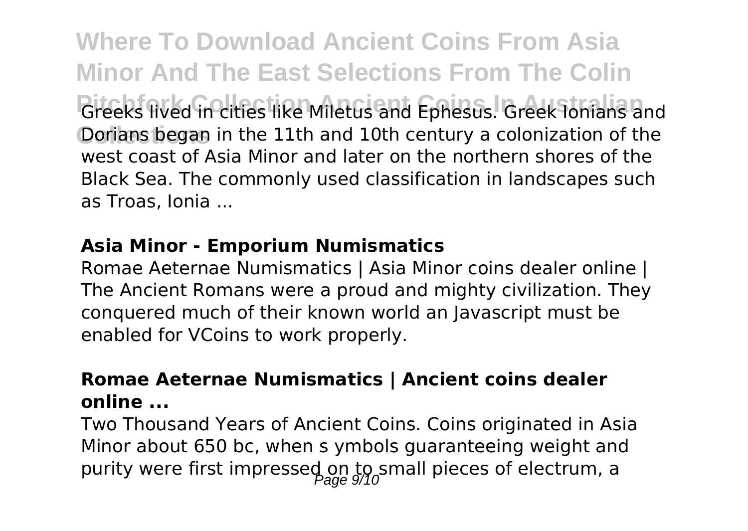Greeks lived in cities like Miletus and Ephesus. Greek Ionians and Dorians began in the 11th and 10th century a colonization of the west coast of Asia Minor and later on the northern shores of the Black Sea. The commonly used classification in landscapes such as Troas, Ionia ...

### Asia Minor - Emporium Numismatics

Romae Aeternae Numismatics | Asia Minor coins dealer online | The Ancient Romans were a proud and mighty civilization. They conquered much of their known world an Javascript must be enabled for VCoins to work properly.

### Romae Aeternae Numismatics | Ancient coins dealer online ...

Two Thousand Years of Ancient Coins. Coins originated in Asia Minor about 650 bc, when s ymbols guaranteeing weight and purity were first impressed on to small pieces of electrum, a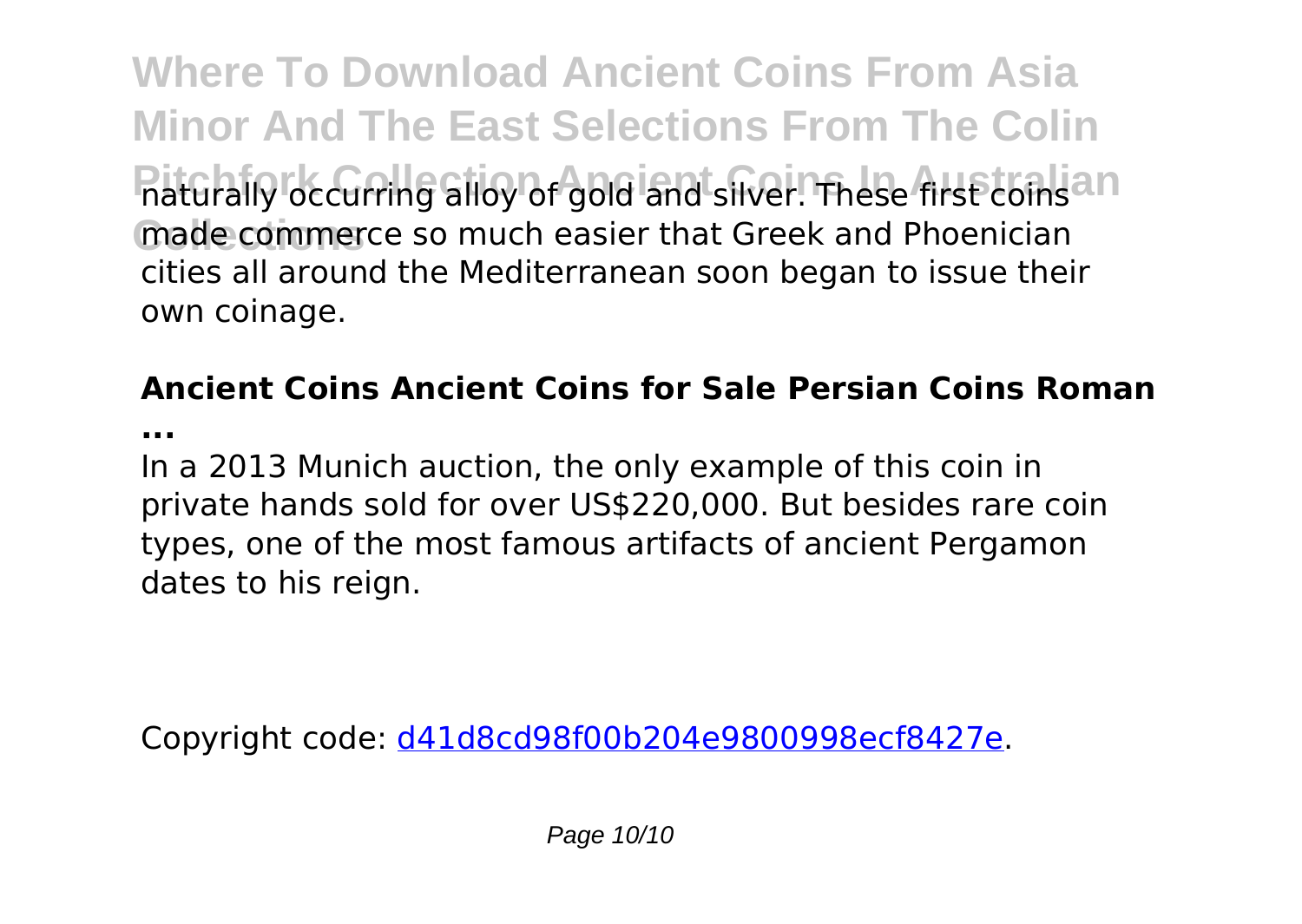naturally occurring alloy of gold and silver. These first coins made commerce so much easier that Greek and Phoenician cities all around the Mediterranean soon began to issue their own coinage.

**Ancient Coins Ancient Coins for Sale Persian Coins Roman ...**

In a 2013 Munich auction, the only example of this coin in private hands sold for over US$220,000. But besides rare coin types, one of the most famous artifacts of ancient Pergamon dates to his reign.

Copyright code: d41d8cd98f00b204e9800998ecf8427e.